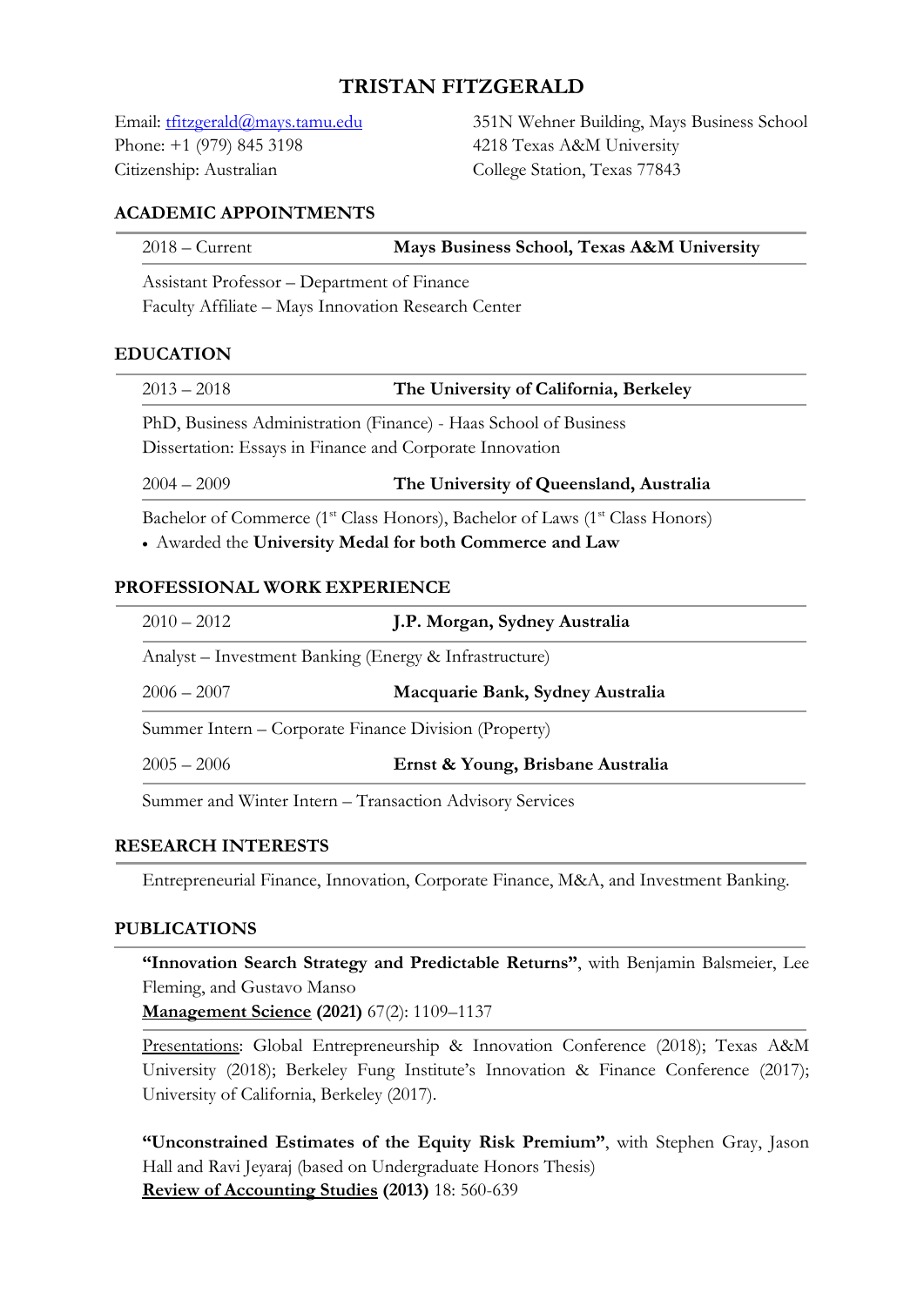# TRISTAN FITZGERALD

Email: tfitzgerald@mays.tamu.edu
Phone: +1 (979) 845 3198
Citizenship: Australian

351N Wehner Building, Mays Business School
4218 Texas A&M University
College Station, Texas 77843

## ACADEMIC APPOINTMENTS

2018 – Current **Mays Business School, Texas A&M University**

Assistant Professor – Department of Finance
Faculty Affiliate – Mays Innovation Research Center

## EDUCATION

2013 – 2018 **The University of California, Berkeley**

PhD, Business Administration (Finance) - Haas School of Business
Dissertation: Essays in Finance and Corporate Innovation

2004 – 2009 **The University of Queensland, Australia**

Bachelor of Commerce (1st Class Honors), Bachelor of Laws (1st Class Honors)

- Awarded the **University Medal for both Commerce and Law**

## PROFESSIONAL WORK EXPERIENCE

2010 – 2012 **J.P. Morgan, Sydney Australia**

Analyst – Investment Banking (Energy & Infrastructure)

2006 – 2007 **Macquarie Bank, Sydney Australia**

Summer Intern – Corporate Finance Division (Property)

2005 – 2006 **Ernst & Young, Brisbane Australia**

Summer and Winter Intern – Transaction Advisory Services

## RESEARCH INTERESTS

Entrepreneurial Finance, Innovation, Corporate Finance, M&A, and Investment Banking.

## PUBLICATIONS

**"Innovation Search Strategy and Predictable Returns"**, with Benjamin Balsmeier, Lee Fleming, and Gustavo Manso
**Management Science (2021)** 67(2): 1109–1137

Presentations: Global Entrepreneurship & Innovation Conference (2018); Texas A&M University (2018); Berkeley Fung Institute's Innovation & Finance Conference (2017); University of California, Berkeley (2017).

**"Unconstrained Estimates of the Equity Risk Premium"**, with Stephen Gray, Jason Hall and Ravi Jeyaraj (based on Undergraduate Honors Thesis)
**Review of Accounting Studies (2013)** 18: 560-639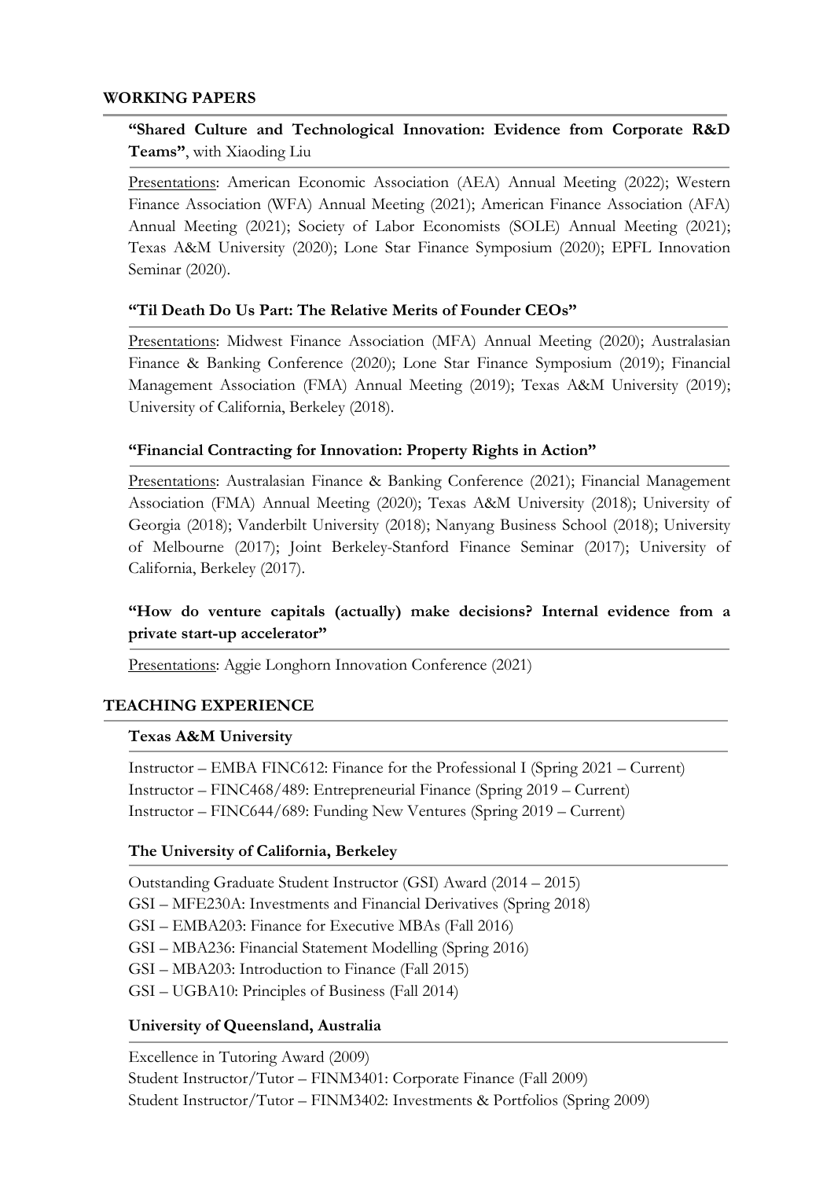## WORKING PAPERS

**"Shared Culture and Technological Innovation: Evidence from Corporate R&D Teams"**, with Xiaoding Liu

Presentations: American Economic Association (AEA) Annual Meeting (2022); Western Finance Association (WFA) Annual Meeting (2021); American Finance Association (AFA) Annual Meeting (2021); Society of Labor Economists (SOLE) Annual Meeting (2021); Texas A&M University (2020); Lone Star Finance Symposium (2020); EPFL Innovation Seminar (2020).

**"Til Death Do Us Part: The Relative Merits of Founder CEOs"**

Presentations: Midwest Finance Association (MFA) Annual Meeting (2020); Australasian Finance & Banking Conference (2020); Lone Star Finance Symposium (2019); Financial Management Association (FMA) Annual Meeting (2019); Texas A&M University (2019); University of California, Berkeley (2018).

**"Financial Contracting for Innovation: Property Rights in Action"**

Presentations: Australasian Finance & Banking Conference (2021); Financial Management Association (FMA) Annual Meeting (2020); Texas A&M University (2018); University of Georgia (2018); Vanderbilt University (2018); Nanyang Business School (2018); University of Melbourne (2017); Joint Berkeley-Stanford Finance Seminar (2017); University of California, Berkeley (2017).

**"How do venture capitals (actually) make decisions? Internal evidence from a private start-up accelerator"**

Presentations: Aggie Longhorn Innovation Conference (2021)

## TEACHING EXPERIENCE

### Texas A&M University

Instructor – EMBA FINC612: Finance for the Professional I (Spring 2021 – Current)
Instructor – FINC468/489: Entrepreneurial Finance (Spring 2019 – Current)
Instructor – FINC644/689: Funding New Ventures (Spring 2019 – Current)

### The University of California, Berkeley

Outstanding Graduate Student Instructor (GSI) Award (2014 – 2015)
GSI – MFE230A: Investments and Financial Derivatives (Spring 2018)
GSI – EMBA203: Finance for Executive MBAs (Fall 2016)
GSI – MBA236: Financial Statement Modelling (Spring 2016)
GSI – MBA203: Introduction to Finance (Fall 2015)
GSI – UGBA10: Principles of Business (Fall 2014)

### University of Queensland, Australia

Excellence in Tutoring Award (2009)
Student Instructor/Tutor – FINM3401: Corporate Finance (Fall 2009)
Student Instructor/Tutor – FINM3402: Investments & Portfolios (Spring 2009)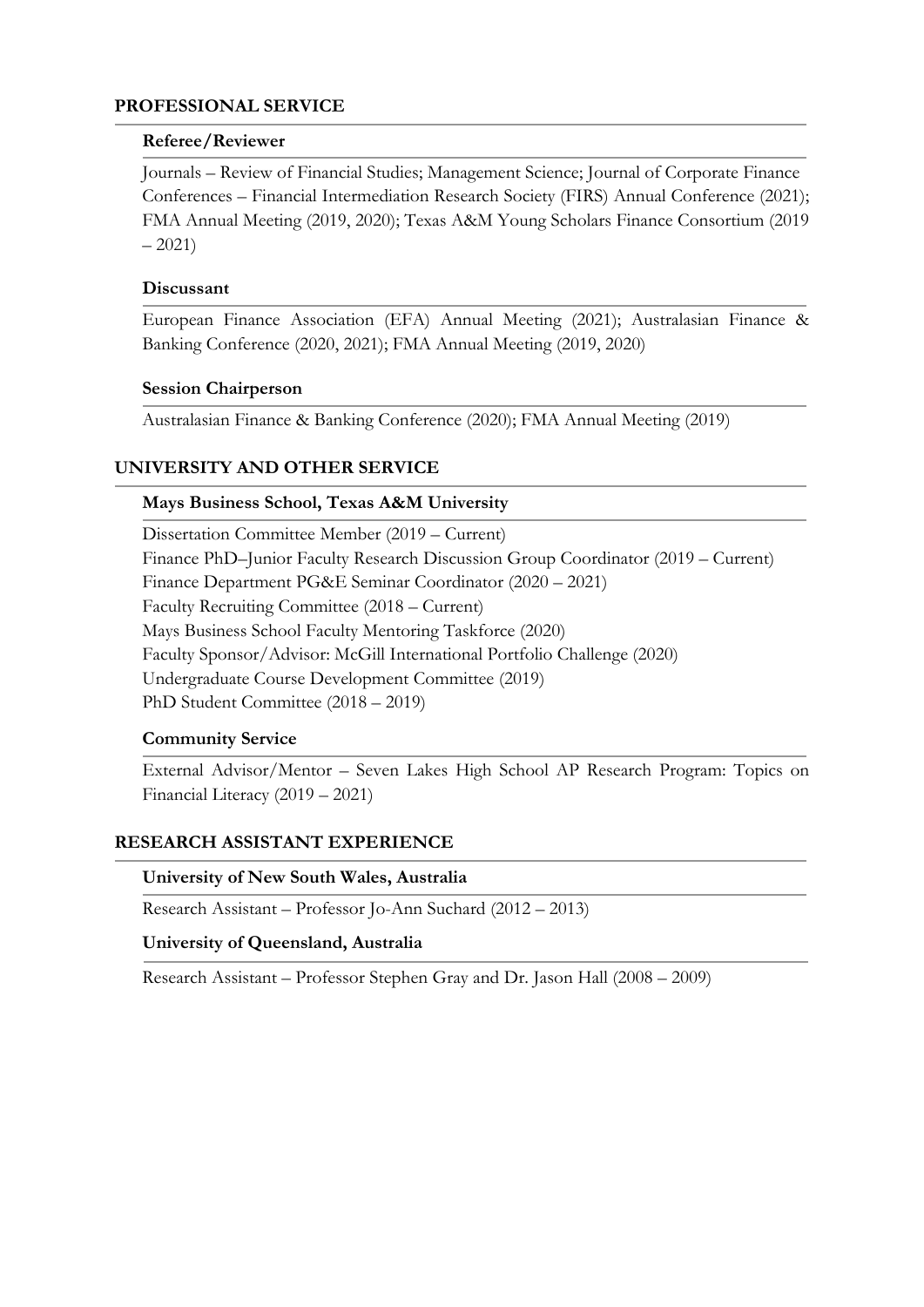## PROFESSIONAL SERVICE

### Referee/Reviewer

Journals – Review of Financial Studies; Management Science; Journal of Corporate Finance
Conferences – Financial Intermediation Research Society (FIRS) Annual Conference (2021); FMA Annual Meeting (2019, 2020); Texas A&M Young Scholars Finance Consortium (2019 – 2021)

### Discussant

European Finance Association (EFA) Annual Meeting (2021); Australasian Finance & Banking Conference (2020, 2021); FMA Annual Meeting (2019, 2020)

### Session Chairperson

Australasian Finance & Banking Conference (2020); FMA Annual Meeting (2019)

## UNIVERSITY AND OTHER SERVICE

### Mays Business School, Texas A&M University

Dissertation Committee Member (2019 – Current)
Finance PhD–Junior Faculty Research Discussion Group Coordinator (2019 – Current)
Finance Department PG&E Seminar Coordinator (2020 – 2021)
Faculty Recruiting Committee (2018 – Current)
Mays Business School Faculty Mentoring Taskforce (2020)
Faculty Sponsor/Advisor: McGill International Portfolio Challenge (2020)
Undergraduate Course Development Committee (2019)
PhD Student Committee (2018 – 2019)

### Community Service

External Advisor/Mentor – Seven Lakes High School AP Research Program: Topics on Financial Literacy (2019 – 2021)

## RESEARCH ASSISTANT EXPERIENCE

### University of New South Wales, Australia

Research Assistant – Professor Jo-Ann Suchard (2012 – 2013)

### University of Queensland, Australia

Research Assistant – Professor Stephen Gray and Dr. Jason Hall (2008 – 2009)